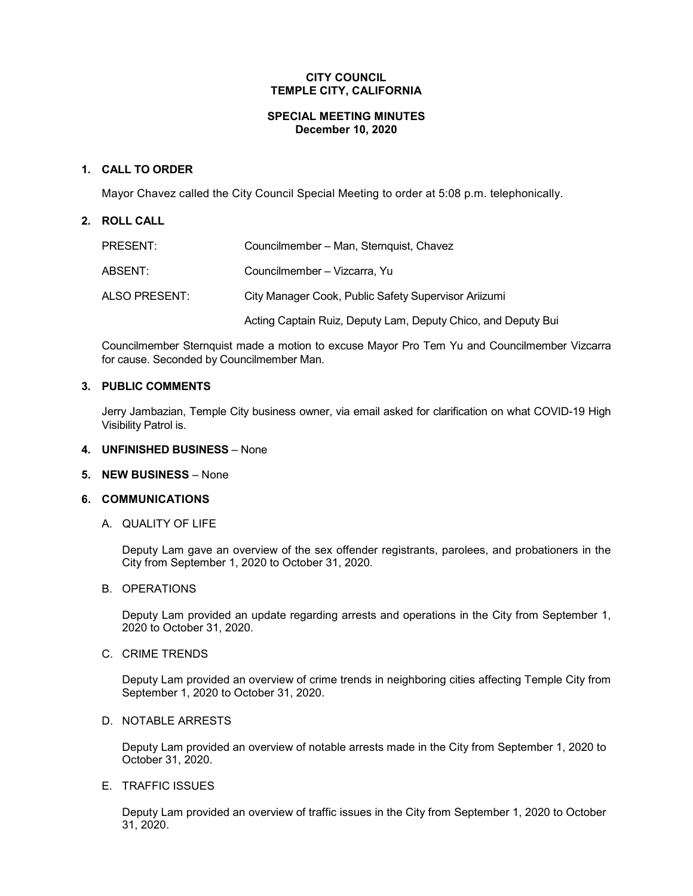# CITY COUNCIL
# TEMPLE CITY, CALIFORNIA

## SPECIAL MEETING MINUTES
## December 10, 2020

### 1. CALL TO ORDER

Mayor Chavez called the City Council Special Meeting to order at 5:08 p.m. telephonically.

### 2. ROLL CALL

| | |
|---|---|
| PRESENT: | Councilmember – Man, Sternquist, Chavez |
| ABSENT: | Councilmember – Vizcarra, Yu |
| ALSO PRESENT: | City Manager Cook, Public Safety Supervisor Ariizumi |
| | Acting Captain Ruiz, Deputy Lam, Deputy Chico, and Deputy Bui |

Councilmember Sternquist made a motion to excuse Mayor Pro Tem Yu and Councilmember Vizcarra for cause. Seconded by Councilmember Man.

### 3. PUBLIC COMMENTS

Jerry Jambazian, Temple City business owner, via email asked for clarification on what COVID-19 High Visibility Patrol is.

### 4. UNFINISHED BUSINESS – None

### 5. NEW BUSINESS – None

### 6. COMMUNICATIONS

A. QUALITY OF LIFE

Deputy Lam gave an overview of the sex offender registrants, parolees, and probationers in the City from September 1, 2020 to October 31, 2020.

B. OPERATIONS

Deputy Lam provided an update regarding arrests and operations in the City from September 1, 2020 to October 31, 2020.

C. CRIME TRENDS

Deputy Lam provided an overview of crime trends in neighboring cities affecting Temple City from September 1, 2020 to October 31, 2020.

D. NOTABLE ARRESTS

Deputy Lam provided an overview of notable arrests made in the City from September 1, 2020 to October 31, 2020.

E. TRAFFIC ISSUES

Deputy Lam provided an overview of traffic issues in the City from September 1, 2020 to October 31, 2020.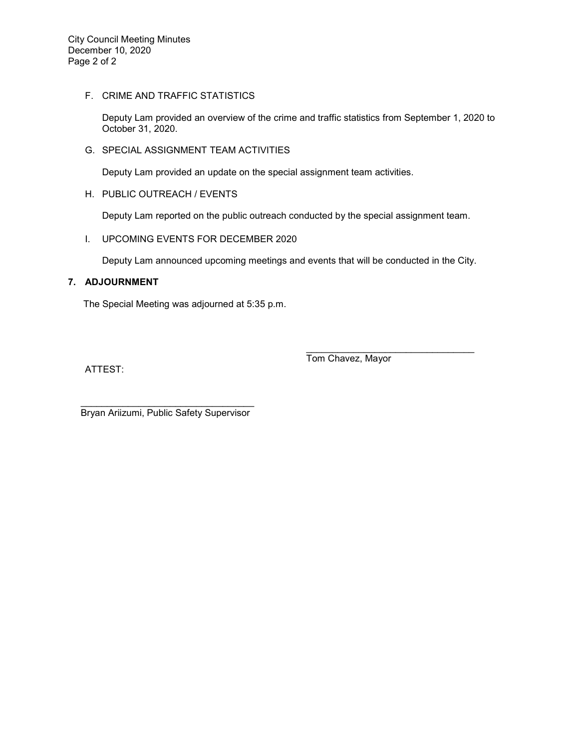F. CRIME AND TRAFFIC STATISTICS

Deputy Lam provided an overview of the crime and traffic statistics from September 1, 2020 to October 31, 2020.

G. SPECIAL ASSIGNMENT TEAM ACTIVITIES

Deputy Lam provided an update on the special assignment team activities.

H. PUBLIC OUTREACH / EVENTS

Deputy Lam reported on the public outreach conducted by the special assignment team.

I. UPCOMING EVENTS FOR DECEMBER 2020

Deputy Lam announced upcoming meetings and events that will be conducted in the City.

## 7. ADJOURNMENT

The Special Meeting was adjourned at 5:35 p.m.

\_\_\_\_\_\_\_\_\_\_\_\_\_\_\_\_\_\_\_\_\_\_\_\_\_\_\_\_\_\_\_\_
Tom Chavez, Mayor

ATTEST:

\_\_\_\_\_\_\_\_\_\_\_\_\_\_\_\_\_\_\_\_\_\_\_\_\_\_\_\_\_\_\_\_
Bryan Ariizumi, Public Safety Supervisor